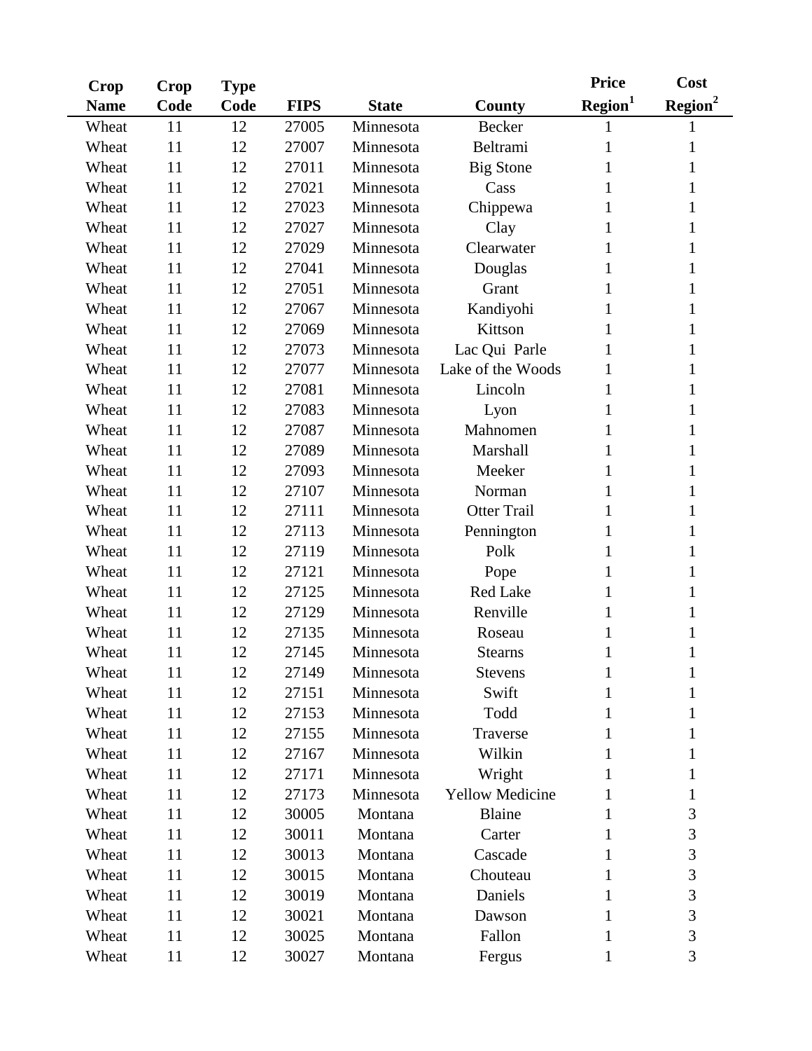| Crop Name | Crop Code | Type Code | FIPS | State | County | Price Region[1] | Cost Region[2] |
|---|---|---|---|---|---|---|---|
| Wheat | 11 | 12 | 27005 | Minnesota | Becker | 1 | 1 |
| Wheat | 11 | 12 | 27007 | Minnesota | Beltrami | 1 | 1 |
| Wheat | 11 | 12 | 27011 | Minnesota | Big Stone | 1 | 1 |
| Wheat | 11 | 12 | 27021 | Minnesota | Cass | 1 | 1 |
| Wheat | 11 | 12 | 27023 | Minnesota | Chippewa | 1 | 1 |
| Wheat | 11 | 12 | 27027 | Minnesota | Clay | 1 | 1 |
| Wheat | 11 | 12 | 27029 | Minnesota | Clearwater | 1 | 1 |
| Wheat | 11 | 12 | 27041 | Minnesota | Douglas | 1 | 1 |
| Wheat | 11 | 12 | 27051 | Minnesota | Grant | 1 | 1 |
| Wheat | 11 | 12 | 27067 | Minnesota | Kandiyohi | 1 | 1 |
| Wheat | 11 | 12 | 27069 | Minnesota | Kittson | 1 | 1 |
| Wheat | 11 | 12 | 27073 | Minnesota | Lac Qui Parle | 1 | 1 |
| Wheat | 11 | 12 | 27077 | Minnesota | Lake of the Woods | 1 | 1 |
| Wheat | 11 | 12 | 27081 | Minnesota | Lincoln | 1 | 1 |
| Wheat | 11 | 12 | 27083 | Minnesota | Lyon | 1 | 1 |
| Wheat | 11 | 12 | 27087 | Minnesota | Mahnomen | 1 | 1 |
| Wheat | 11 | 12 | 27089 | Minnesota | Marshall | 1 | 1 |
| Wheat | 11 | 12 | 27093 | Minnesota | Meeker | 1 | 1 |
| Wheat | 11 | 12 | 27107 | Minnesota | Norman | 1 | 1 |
| Wheat | 11 | 12 | 27111 | Minnesota | Otter Trail | 1 | 1 |
| Wheat | 11 | 12 | 27113 | Minnesota | Pennington | 1 | 1 |
| Wheat | 11 | 12 | 27119 | Minnesota | Polk | 1 | 1 |
| Wheat | 11 | 12 | 27121 | Minnesota | Pope | 1 | 1 |
| Wheat | 11 | 12 | 27125 | Minnesota | Red Lake | 1 | 1 |
| Wheat | 11 | 12 | 27129 | Minnesota | Renville | 1 | 1 |
| Wheat | 11 | 12 | 27135 | Minnesota | Roseau | 1 | 1 |
| Wheat | 11 | 12 | 27145 | Minnesota | Stearns | 1 | 1 |
| Wheat | 11 | 12 | 27149 | Minnesota | Stevens | 1 | 1 |
| Wheat | 11 | 12 | 27151 | Minnesota | Swift | 1 | 1 |
| Wheat | 11 | 12 | 27153 | Minnesota | Todd | 1 | 1 |
| Wheat | 11 | 12 | 27155 | Minnesota | Traverse | 1 | 1 |
| Wheat | 11 | 12 | 27167 | Minnesota | Wilkin | 1 | 1 |
| Wheat | 11 | 12 | 27171 | Minnesota | Wright | 1 | 1 |
| Wheat | 11 | 12 | 27173 | Minnesota | Yellow Medicine | 1 | 1 |
| Wheat | 11 | 12 | 30005 | Montana | Blaine | 1 | 3 |
| Wheat | 11 | 12 | 30011 | Montana | Carter | 1 | 3 |
| Wheat | 11 | 12 | 30013 | Montana | Cascade | 1 | 3 |
| Wheat | 11 | 12 | 30015 | Montana | Chouteau | 1 | 3 |
| Wheat | 11 | 12 | 30019 | Montana | Daniels | 1 | 3 |
| Wheat | 11 | 12 | 30021 | Montana | Dawson | 1 | 3 |
| Wheat | 11 | 12 | 30025 | Montana | Fallon | 1 | 3 |
| Wheat | 11 | 12 | 30027 | Montana | Fergus | 1 | 3 |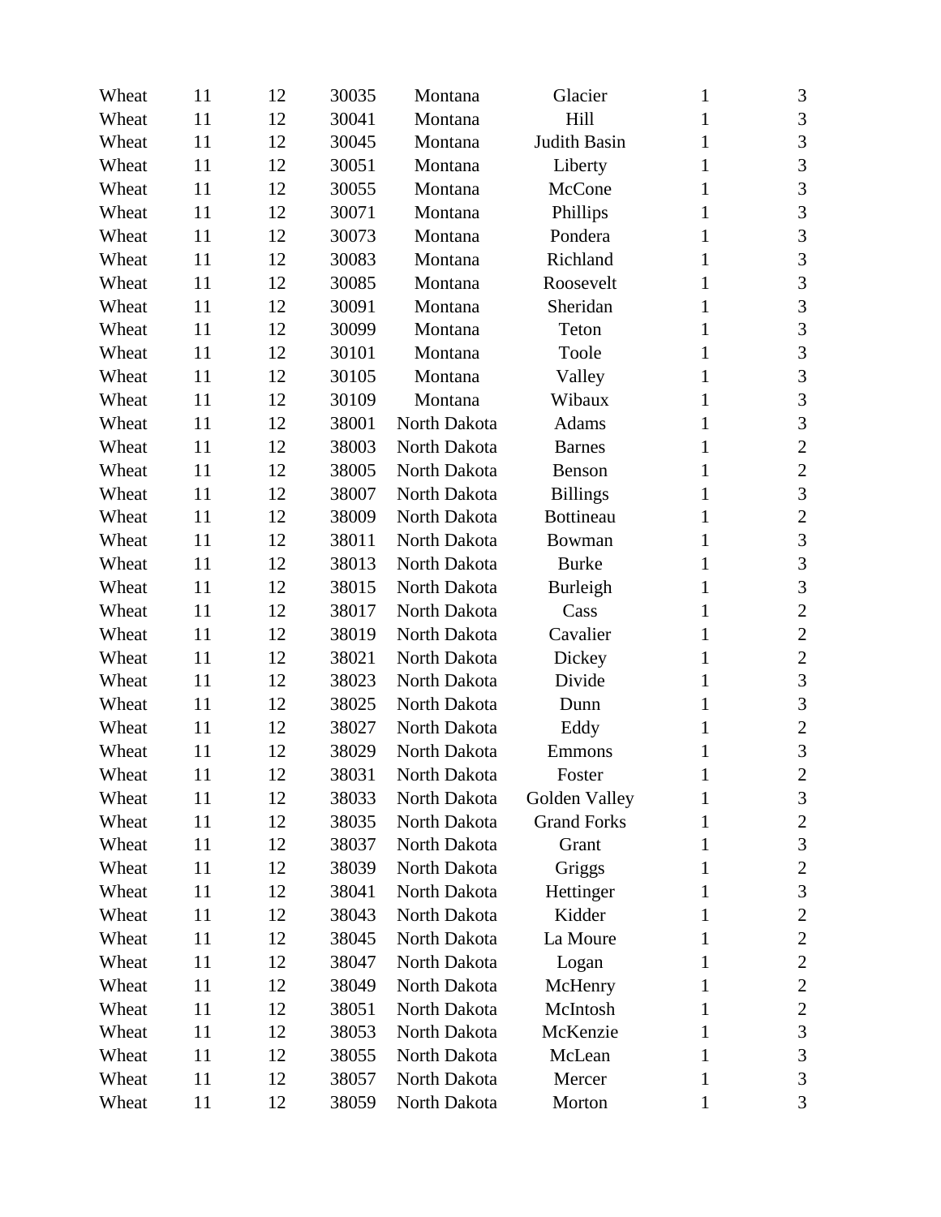| | | | | | | | |
|---|---|---|---|---|---|---|---|
| Wheat | 11 | 12 | 30035 | Montana | Glacier | 1 | 3 |
| Wheat | 11 | 12 | 30041 | Montana | Hill | 1 | 3 |
| Wheat | 11 | 12 | 30045 | Montana | Judith Basin | 1 | 3 |
| Wheat | 11 | 12 | 30051 | Montana | Liberty | 1 | 3 |
| Wheat | 11 | 12 | 30055 | Montana | McCone | 1 | 3 |
| Wheat | 11 | 12 | 30071 | Montana | Phillips | 1 | 3 |
| Wheat | 11 | 12 | 30073 | Montana | Pondera | 1 | 3 |
| Wheat | 11 | 12 | 30083 | Montana | Richland | 1 | 3 |
| Wheat | 11 | 12 | 30085 | Montana | Roosevelt | 1 | 3 |
| Wheat | 11 | 12 | 30091 | Montana | Sheridan | 1 | 3 |
| Wheat | 11 | 12 | 30099 | Montana | Teton | 1 | 3 |
| Wheat | 11 | 12 | 30101 | Montana | Toole | 1 | 3 |
| Wheat | 11 | 12 | 30105 | Montana | Valley | 1 | 3 |
| Wheat | 11 | 12 | 30109 | Montana | Wibaux | 1 | 3 |
| Wheat | 11 | 12 | 38001 | North Dakota | Adams | 1 | 3 |
| Wheat | 11 | 12 | 38003 | North Dakota | Barnes | 1 | 2 |
| Wheat | 11 | 12 | 38005 | North Dakota | Benson | 1 | 2 |
| Wheat | 11 | 12 | 38007 | North Dakota | Billings | 1 | 3 |
| Wheat | 11 | 12 | 38009 | North Dakota | Bottineau | 1 | 2 |
| Wheat | 11 | 12 | 38011 | North Dakota | Bowman | 1 | 3 |
| Wheat | 11 | 12 | 38013 | North Dakota | Burke | 1 | 3 |
| Wheat | 11 | 12 | 38015 | North Dakota | Burleigh | 1 | 3 |
| Wheat | 11 | 12 | 38017 | North Dakota | Cass | 1 | 2 |
| Wheat | 11 | 12 | 38019 | North Dakota | Cavalier | 1 | 2 |
| Wheat | 11 | 12 | 38021 | North Dakota | Dickey | 1 | 2 |
| Wheat | 11 | 12 | 38023 | North Dakota | Divide | 1 | 3 |
| Wheat | 11 | 12 | 38025 | North Dakota | Dunn | 1 | 3 |
| Wheat | 11 | 12 | 38027 | North Dakota | Eddy | 1 | 2 |
| Wheat | 11 | 12 | 38029 | North Dakota | Emmons | 1 | 3 |
| Wheat | 11 | 12 | 38031 | North Dakota | Foster | 1 | 2 |
| Wheat | 11 | 12 | 38033 | North Dakota | Golden Valley | 1 | 3 |
| Wheat | 11 | 12 | 38035 | North Dakota | Grand Forks | 1 | 2 |
| Wheat | 11 | 12 | 38037 | North Dakota | Grant | 1 | 3 |
| Wheat | 11 | 12 | 38039 | North Dakota | Griggs | 1 | 2 |
| Wheat | 11 | 12 | 38041 | North Dakota | Hettinger | 1 | 3 |
| Wheat | 11 | 12 | 38043 | North Dakota | Kidder | 1 | 2 |
| Wheat | 11 | 12 | 38045 | North Dakota | La Moure | 1 | 2 |
| Wheat | 11 | 12 | 38047 | North Dakota | Logan | 1 | 2 |
| Wheat | 11 | 12 | 38049 | North Dakota | McHenry | 1 | 2 |
| Wheat | 11 | 12 | 38051 | North Dakota | McIntosh | 1 | 2 |
| Wheat | 11 | 12 | 38053 | North Dakota | McKenzie | 1 | 3 |
| Wheat | 11 | 12 | 38055 | North Dakota | McLean | 1 | 3 |
| Wheat | 11 | 12 | 38057 | North Dakota | Mercer | 1 | 3 |
| Wheat | 11 | 12 | 38059 | North Dakota | Morton | 1 | 3 |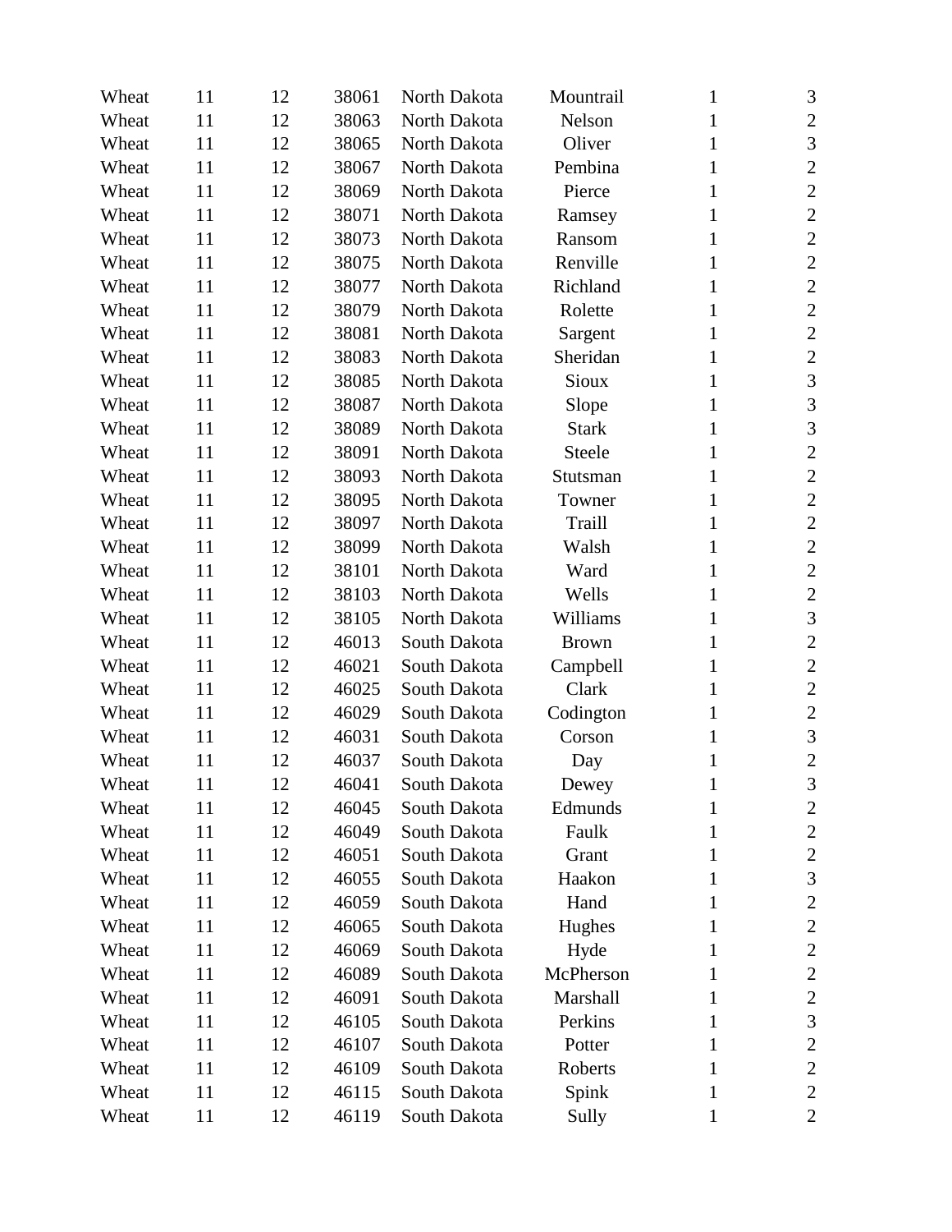| | | | | | | | |
|---|---|---|---|---|---|---|---|
| Wheat | 11 | 12 | 38061 | North Dakota | Mountrail | 1 | 3 |
| Wheat | 11 | 12 | 38063 | North Dakota | Nelson | 1 | 2 |
| Wheat | 11 | 12 | 38065 | North Dakota | Oliver | 1 | 3 |
| Wheat | 11 | 12 | 38067 | North Dakota | Pembina | 1 | 2 |
| Wheat | 11 | 12 | 38069 | North Dakota | Pierce | 1 | 2 |
| Wheat | 11 | 12 | 38071 | North Dakota | Ramsey | 1 | 2 |
| Wheat | 11 | 12 | 38073 | North Dakota | Ransom | 1 | 2 |
| Wheat | 11 | 12 | 38075 | North Dakota | Renville | 1 | 2 |
| Wheat | 11 | 12 | 38077 | North Dakota | Richland | 1 | 2 |
| Wheat | 11 | 12 | 38079 | North Dakota | Rolette | 1 | 2 |
| Wheat | 11 | 12 | 38081 | North Dakota | Sargent | 1 | 2 |
| Wheat | 11 | 12 | 38083 | North Dakota | Sheridan | 1 | 2 |
| Wheat | 11 | 12 | 38085 | North Dakota | Sioux | 1 | 3 |
| Wheat | 11 | 12 | 38087 | North Dakota | Slope | 1 | 3 |
| Wheat | 11 | 12 | 38089 | North Dakota | Stark | 1 | 3 |
| Wheat | 11 | 12 | 38091 | North Dakota | Steele | 1 | 2 |
| Wheat | 11 | 12 | 38093 | North Dakota | Stutsman | 1 | 2 |
| Wheat | 11 | 12 | 38095 | North Dakota | Towner | 1 | 2 |
| Wheat | 11 | 12 | 38097 | North Dakota | Traill | 1 | 2 |
| Wheat | 11 | 12 | 38099 | North Dakota | Walsh | 1 | 2 |
| Wheat | 11 | 12 | 38101 | North Dakota | Ward | 1 | 2 |
| Wheat | 11 | 12 | 38103 | North Dakota | Wells | 1 | 2 |
| Wheat | 11 | 12 | 38105 | North Dakota | Williams | 1 | 3 |
| Wheat | 11 | 12 | 46013 | South Dakota | Brown | 1 | 2 |
| Wheat | 11 | 12 | 46021 | South Dakota | Campbell | 1 | 2 |
| Wheat | 11 | 12 | 46025 | South Dakota | Clark | 1 | 2 |
| Wheat | 11 | 12 | 46029 | South Dakota | Codington | 1 | 2 |
| Wheat | 11 | 12 | 46031 | South Dakota | Corson | 1 | 3 |
| Wheat | 11 | 12 | 46037 | South Dakota | Day | 1 | 2 |
| Wheat | 11 | 12 | 46041 | South Dakota | Dewey | 1 | 3 |
| Wheat | 11 | 12 | 46045 | South Dakota | Edmunds | 1 | 2 |
| Wheat | 11 | 12 | 46049 | South Dakota | Faulk | 1 | 2 |
| Wheat | 11 | 12 | 46051 | South Dakota | Grant | 1 | 2 |
| Wheat | 11 | 12 | 46055 | South Dakota | Haakon | 1 | 3 |
| Wheat | 11 | 12 | 46059 | South Dakota | Hand | 1 | 2 |
| Wheat | 11 | 12 | 46065 | South Dakota | Hughes | 1 | 2 |
| Wheat | 11 | 12 | 46069 | South Dakota | Hyde | 1 | 2 |
| Wheat | 11 | 12 | 46089 | South Dakota | McPherson | 1 | 2 |
| Wheat | 11 | 12 | 46091 | South Dakota | Marshall | 1 | 2 |
| Wheat | 11 | 12 | 46105 | South Dakota | Perkins | 1 | 3 |
| Wheat | 11 | 12 | 46107 | South Dakota | Potter | 1 | 2 |
| Wheat | 11 | 12 | 46109 | South Dakota | Roberts | 1 | 2 |
| Wheat | 11 | 12 | 46115 | South Dakota | Spink | 1 | 2 |
| Wheat | 11 | 12 | 46119 | South Dakota | Sully | 1 | 2 |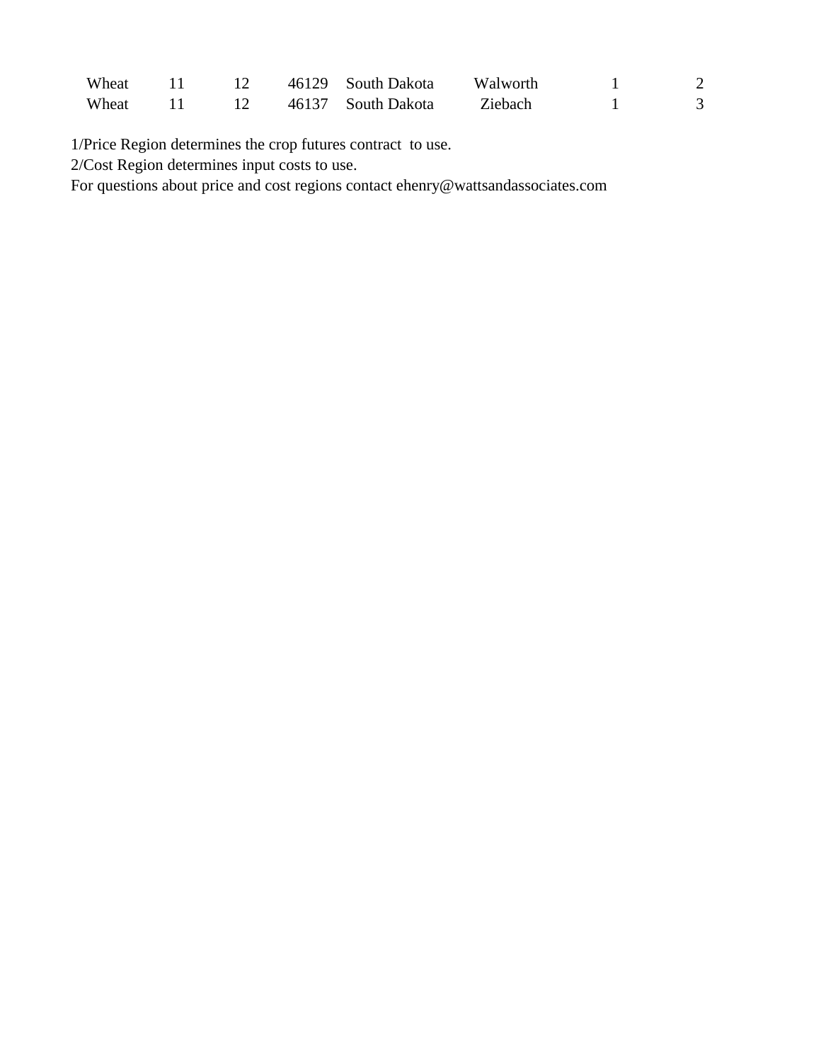| | | | | | | | |
|---|---|---|---|---|---|---|---|
| Wheat | 11 | 12 | 46129 | South Dakota | Walworth | 1 | 2 |
| Wheat | 11 | 12 | 46137 | South Dakota | Ziebach | 1 | 3 |

1/Price Region determines the crop futures contract to use.
2/Cost Region determines input costs to use.
For questions about price and cost regions contact ehenry@wattsandassociates.com